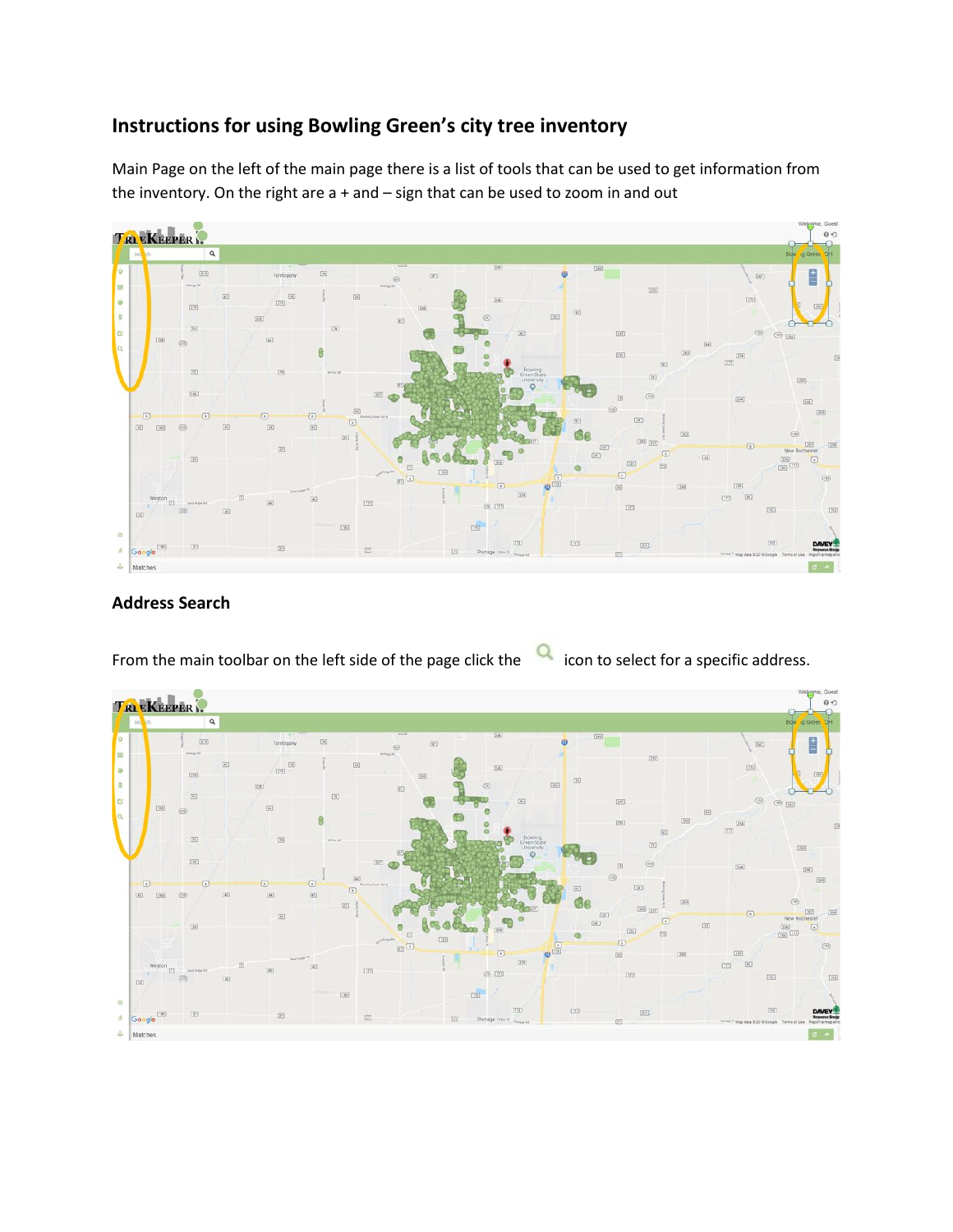## Instructions for using Bowling Green's city tree inventory

Main Page on the left of the main page there is a list of tools that can be used to get information from the inventory. On the right are a + and – sign that can be used to zoom in and out

### Address Search

From the main toolbar on the left side of the page click the icon to select for a specific address.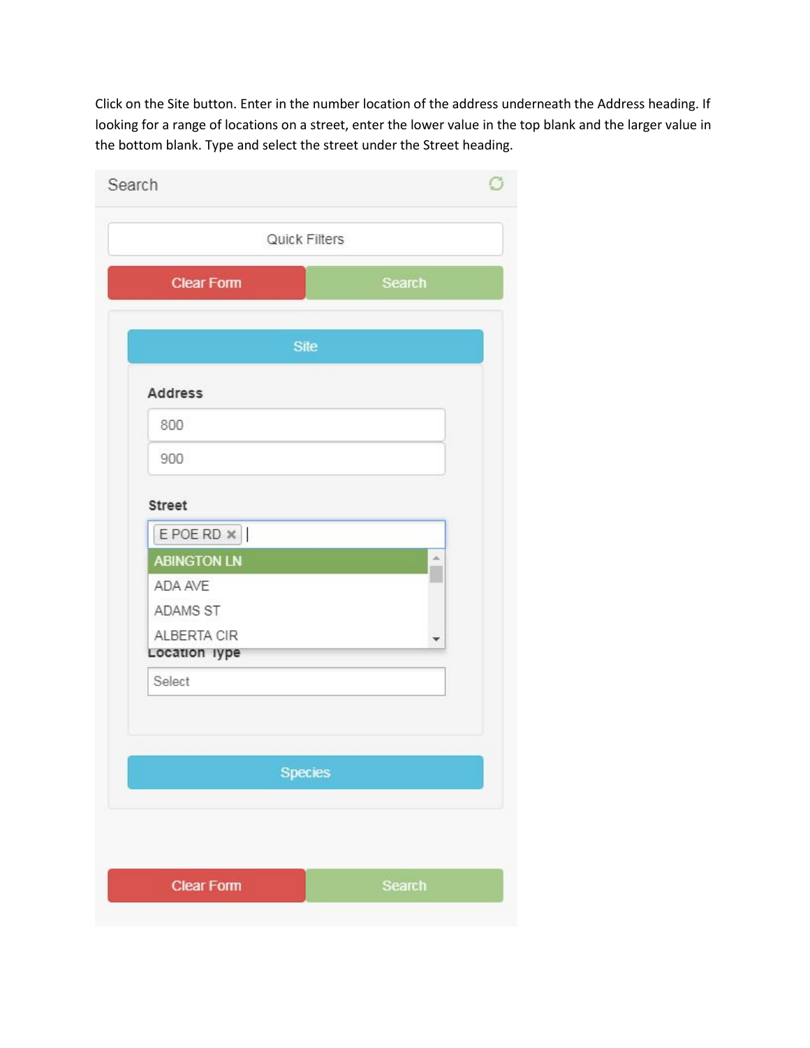Click on the Site button. Enter in the number location of the address underneath the Address heading. If looking for a range of locations on a street, enter the lower value in the top blank and the larger value in the bottom blank. Type and select the street under the Street heading.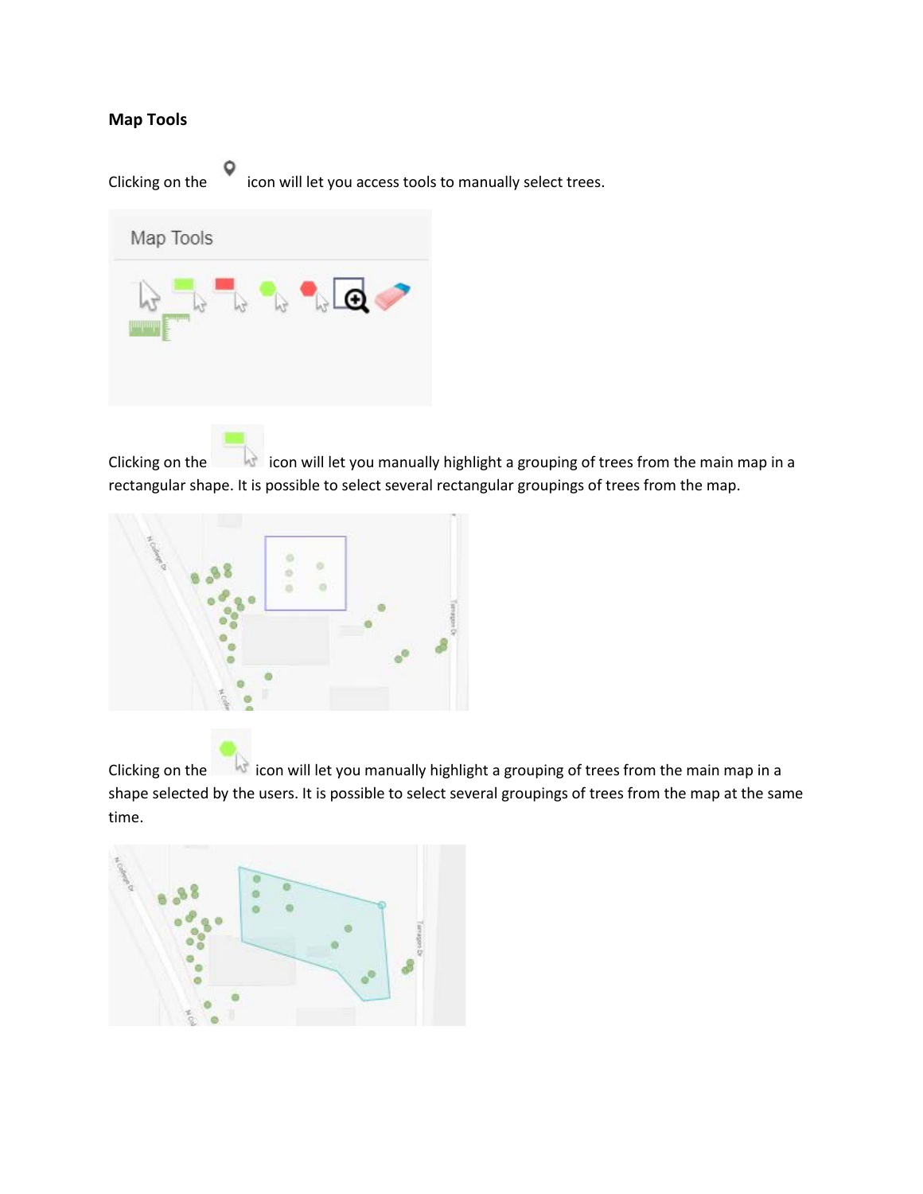**Map Tools**

Clicking on the icon will let you access tools to manually select trees.

Clicking on the icon will let you manually highlight a grouping of trees from the main map in a rectangular shape. It is possible to select several rectangular groupings of trees from the map.

Clicking on the icon will let you manually highlight a grouping of trees from the main map in a shape selected by the users. It is possible to select several groupings of trees from the map at the same time.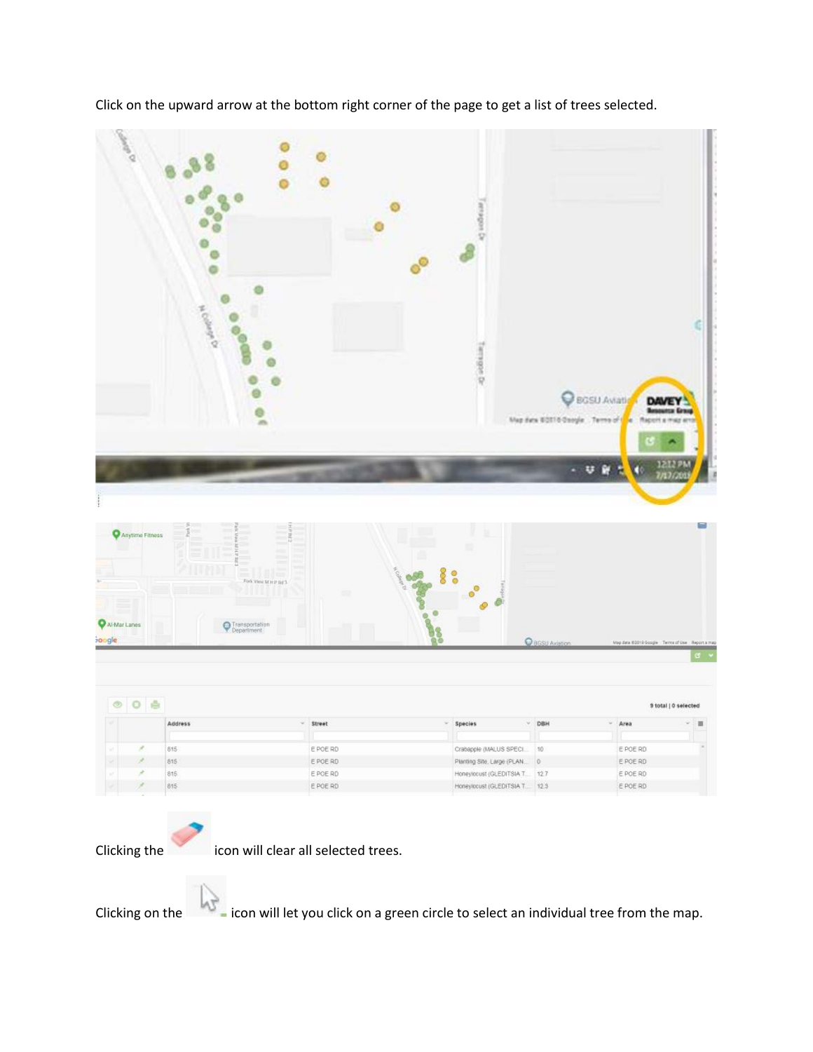Click on the upward arrow at the bottom right corner of the page to get a list of trees selected.

Clicking the icon will clear all selected trees.

Clicking on the icon will let you click on a green circle to select an individual tree from the map.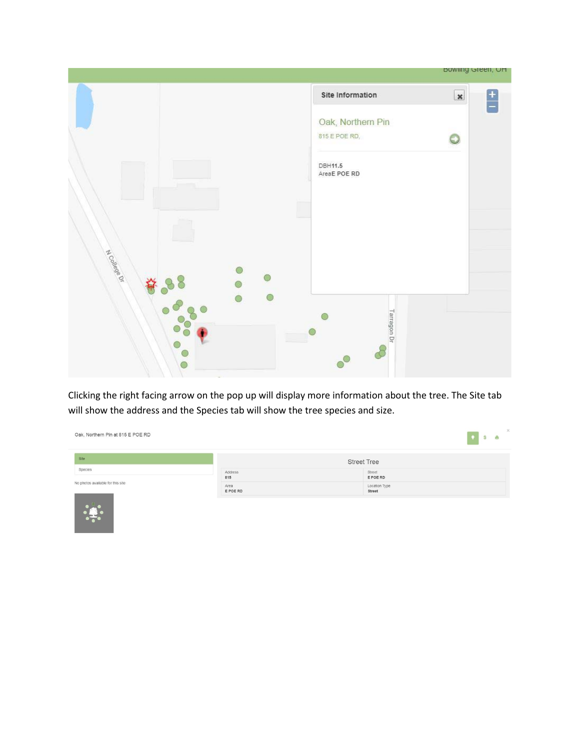Clicking the right facing arrow on the pop up will display more information about the tree. The Site tab will show the address and the Species tab will show the tree species and size.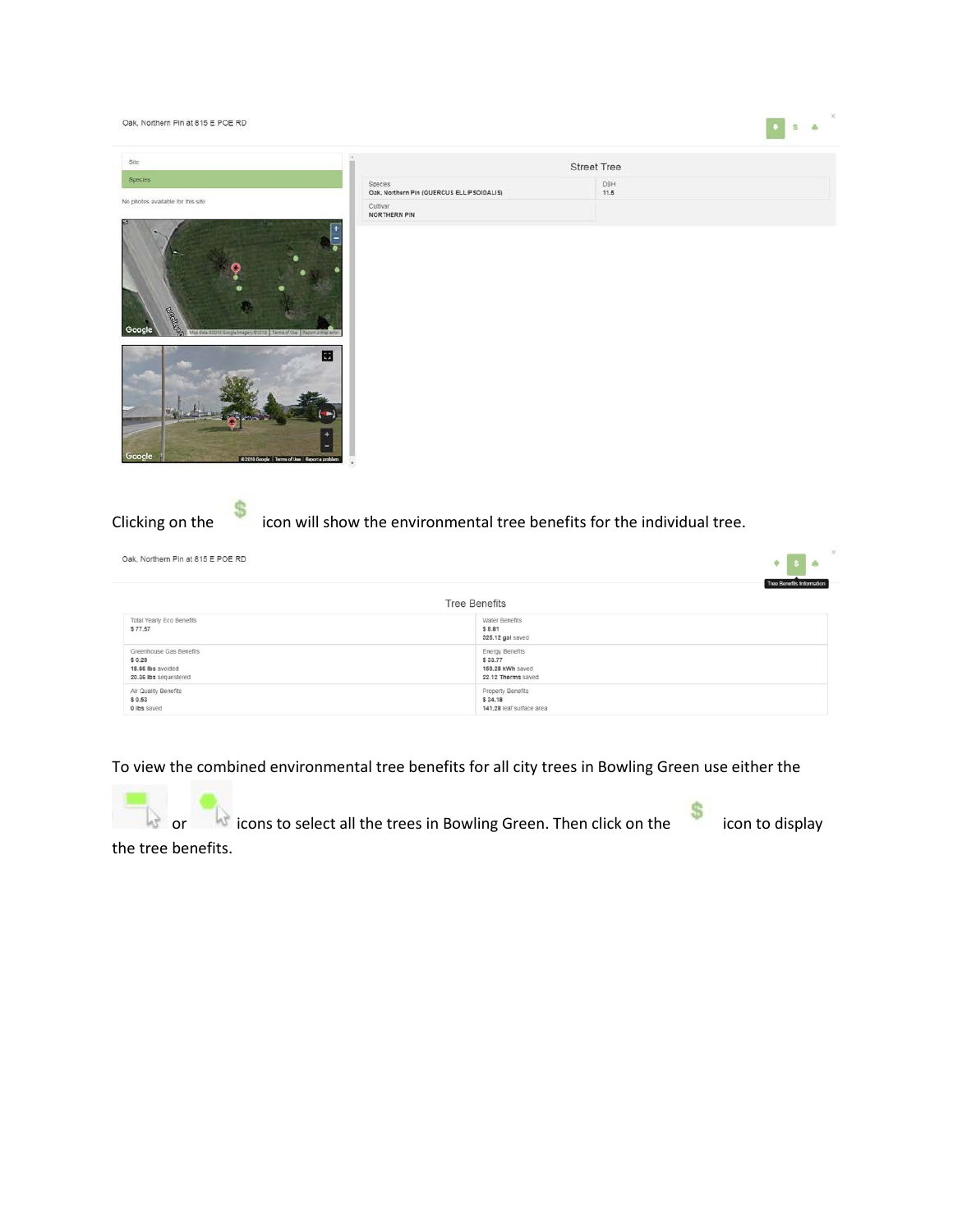Oak, Northern Pin at 815 E POE RD

Site

Species

No photos available for this site

Street Tree

| Species | DBH |
|---|---|
| Oak, Northern Pin (QUERCUS ELLIPSOIDALIS) | 11.5 |
| Cultivar | |
| NORTHERN PIN | |

Clicking on the $ icon will show the environmental tree benefits for the individual tree.

Oak, Northern Pin at 815 E POE RD

Tree Benefits Information

Tree Benefits

| | |
|---|---|
| Total Yearly Eco Benefits<br>$ 77.57 | Water Benefits<br>$ 8.81<br>325.12 gal saved |
| Greenhouse Gas Benefits<br>$ 0.29<br>18.66 lbs avoided<br>20.36 lbs sequestered | Energy Benefits<br>$ 33.77<br>159.28 kWh saved<br>22.12 Therms saved |
| Air Quality Benefits<br>$ 0.53<br>0 lbs saved | Property Benefits<br>$ 34.18<br>141.28 leaf surface area |

To view the combined environmental tree benefits for all city trees in Bowling Green use either the [rectangle select] or [polygon select] icons to select all the trees in Bowling Green. Then click on the $ icon to display the tree benefits.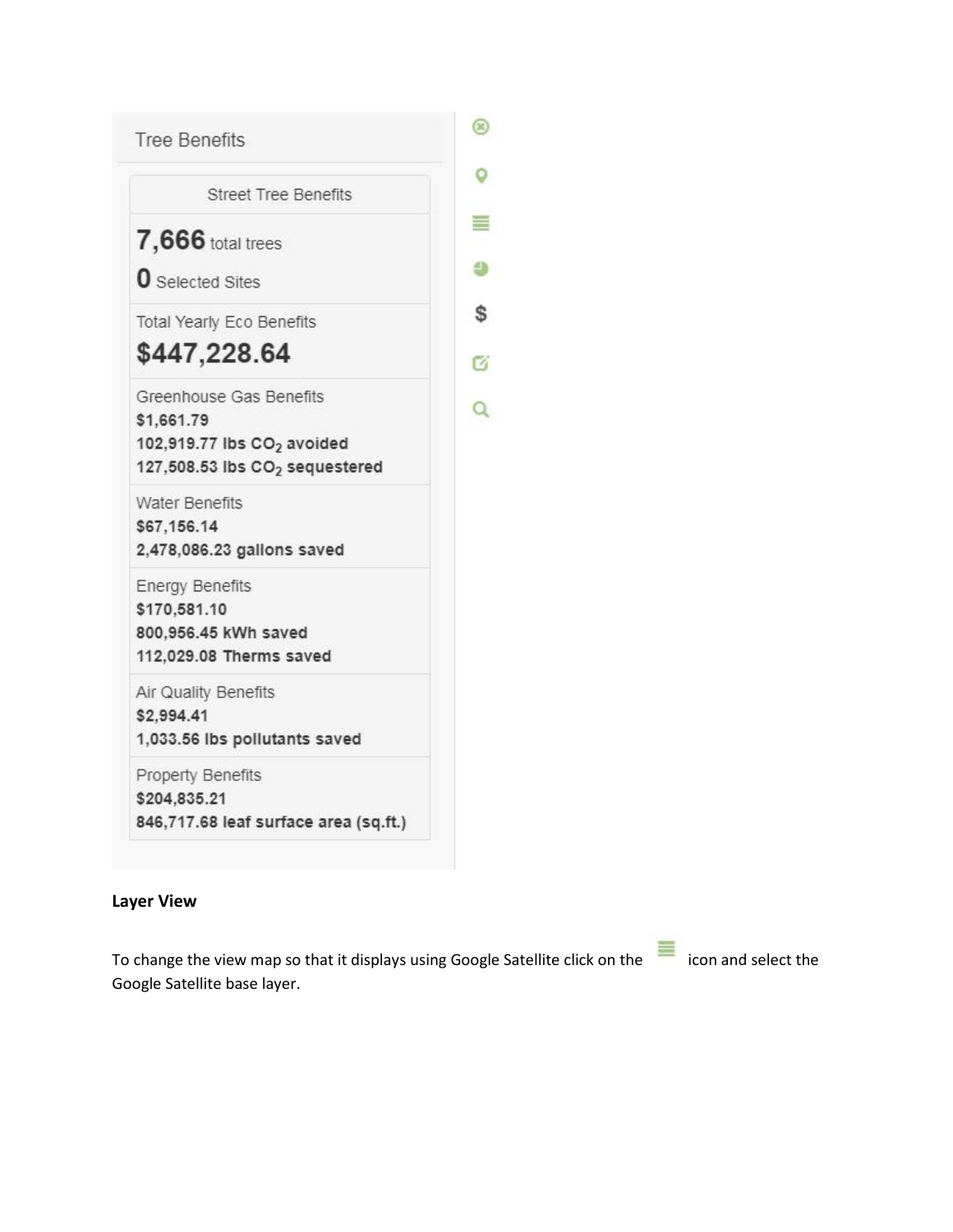Tree Benefits

Street Tree Benefits

**7,666** total trees

**0** Selected Sites

Total Yearly Eco Benefits

**$447,228.64**

Greenhouse Gas Benefits
**$1,661.79**
**102,919.77 lbs $CO_2$ avoided**
**127,508.53 lbs $CO_2$ sequestered**

Water Benefits
**$67,156.14**
**2,478,086.23 gallons saved**

Energy Benefits
**$170,581.10**
**800,956.45 kWh saved**
**112,029.08 Therms saved**

Air Quality Benefits
**$2,994.41**
**1,033.56 lbs pollutants saved**

Property Benefits
**$204,835.21**
**846,717.68 leaf surface area (sq.ft.)**

**Layer View**

To change the view map so that it displays using Google Satellite click on the icon and select the Google Satellite base layer.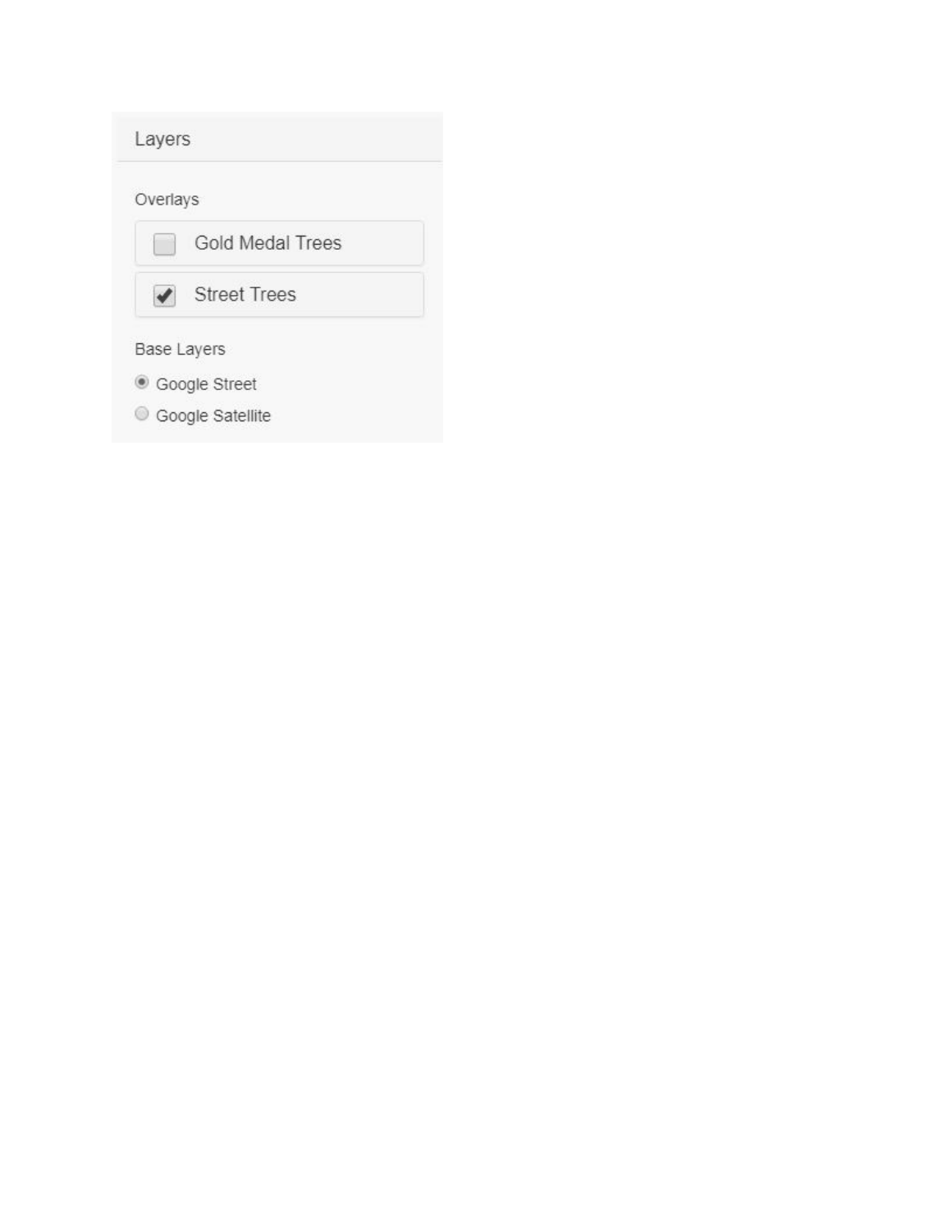Layers

Overlays

- [ ] Gold Medal Trees
- [x] Street Trees

Base Layers

- (•) Google Street
- ( ) Google Satellite